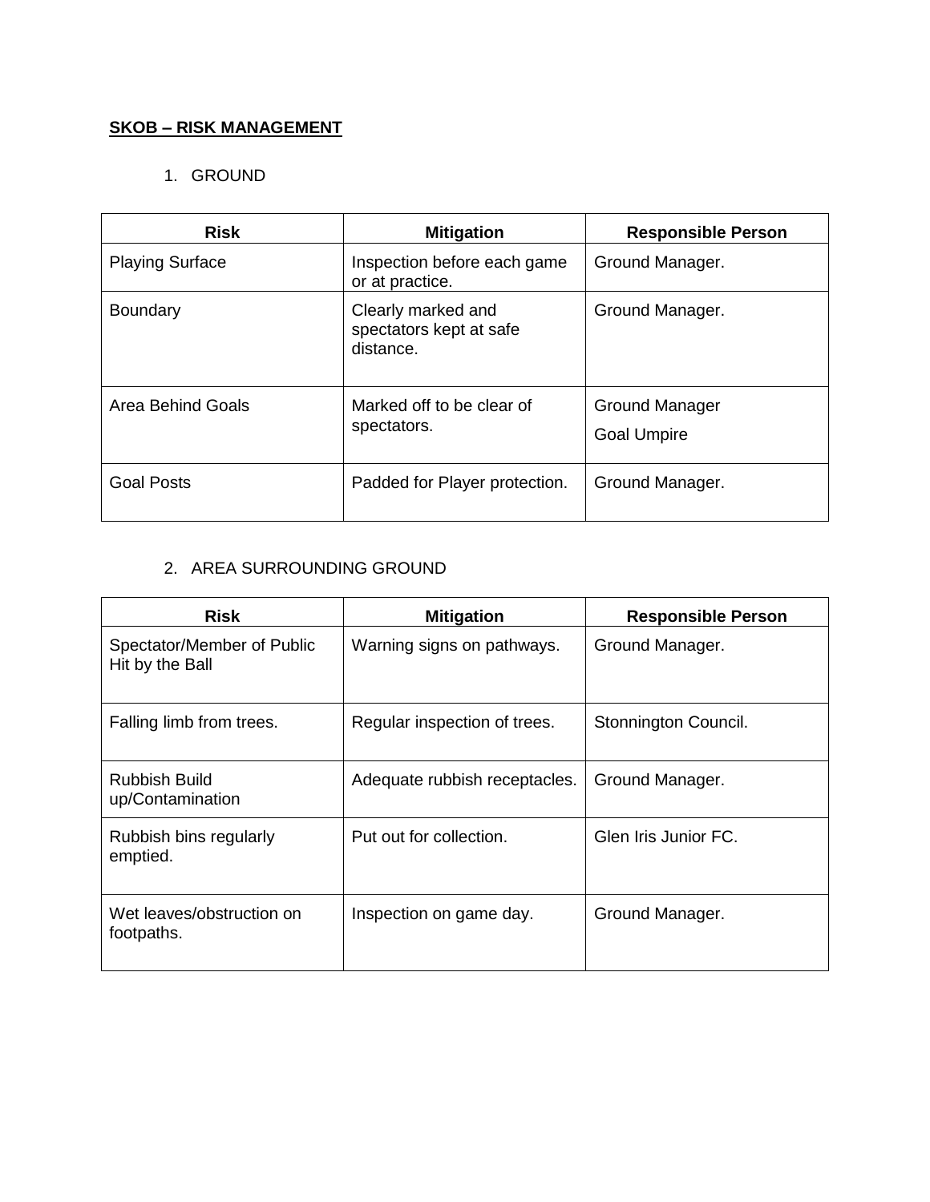**<u>SKOB – RISK MANAGEMENT</u>**

1. GROUND

| Risk | Mitigation | Responsible Person |
|---|---|---|
| Playing Surface | Inspection before each game or at practice. | Ground Manager. |
| Boundary | Clearly marked and spectators kept at safe distance. | Ground Manager. |
| Area Behind Goals | Marked off to be clear of spectators. | Ground Manager<br>Goal Umpire |
| Goal Posts | Padded for Player protection. | Ground Manager. |

2. AREA SURROUNDING GROUND

| Risk | Mitigation | Responsible Person |
|---|---|---|
| Spectator/Member of Public Hit by the Ball | Warning signs on pathways. | Ground Manager. |
| Falling limb from trees. | Regular inspection of trees. | Stonnington Council. |
| Rubbish Build up/Contamination | Adequate rubbish receptacles. | Ground Manager. |
| Rubbish bins regularly emptied. | Put out for collection. | Glen Iris Junior FC. |
| Wet leaves/obstruction on footpaths. | Inspection on game day. | Ground Manager. |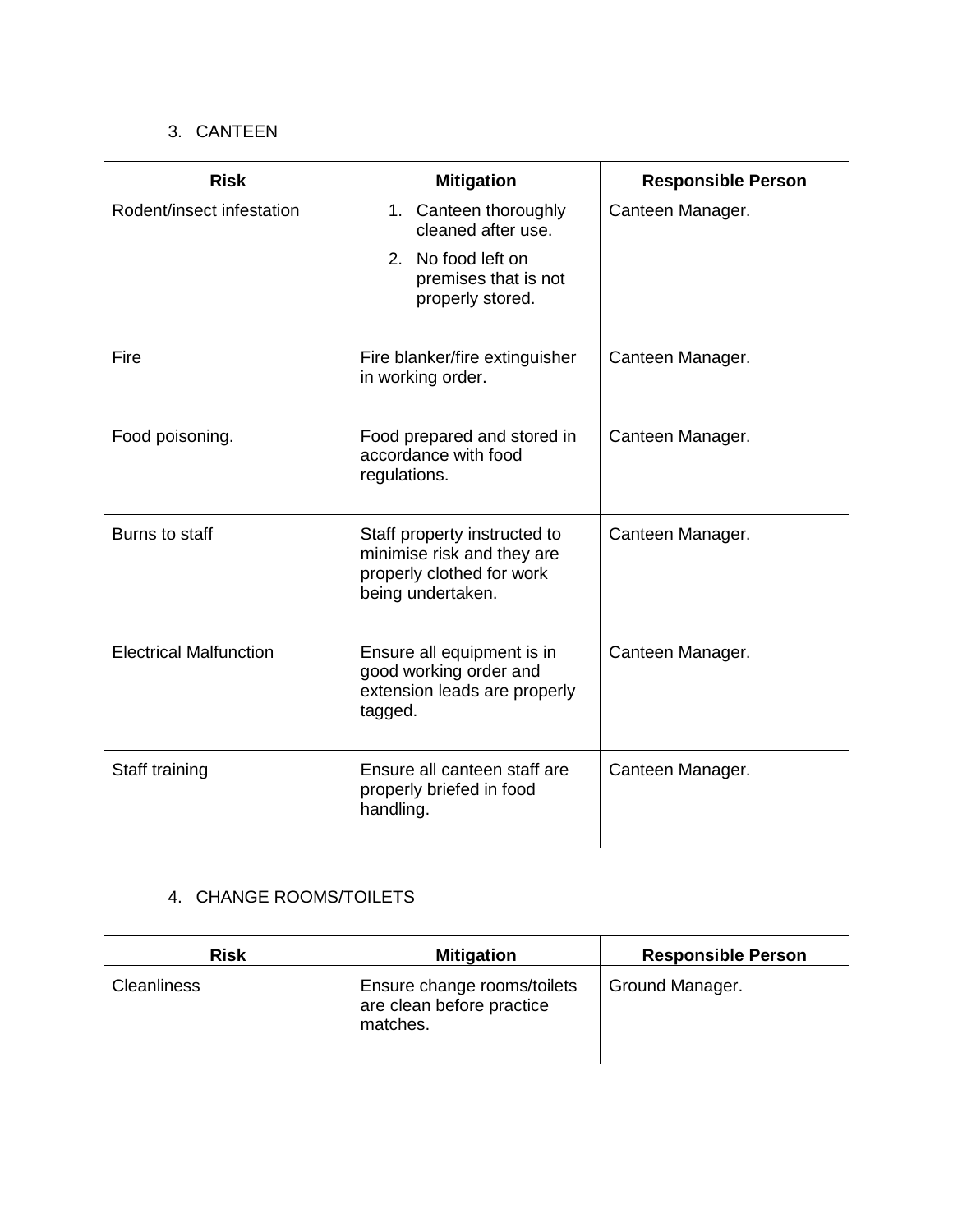3. CANTEEN

| Risk | Mitigation | Responsible Person |
|---|---|---|
| Rodent/insect infestation | 1. Canteen thoroughly cleaned after use.<br>2. No food left on premises that is not properly stored. | Canteen Manager. |
| Fire | Fire blanker/fire extinguisher in working order. | Canteen Manager. |
| Food poisoning. | Food prepared and stored in accordance with food regulations. | Canteen Manager. |
| Burns to staff | Staff property instructed to minimise risk and they are properly clothed for work being undertaken. | Canteen Manager. |
| Electrical Malfunction | Ensure all equipment is in good working order and extension leads are properly tagged. | Canteen Manager. |
| Staff training | Ensure all canteen staff are properly briefed in food handling. | Canteen Manager. |

4. CHANGE ROOMS/TOILETS

| Risk | Mitigation | Responsible Person |
|---|---|---|
| Cleanliness | Ensure change rooms/toilets are clean before practice matches. | Ground Manager. |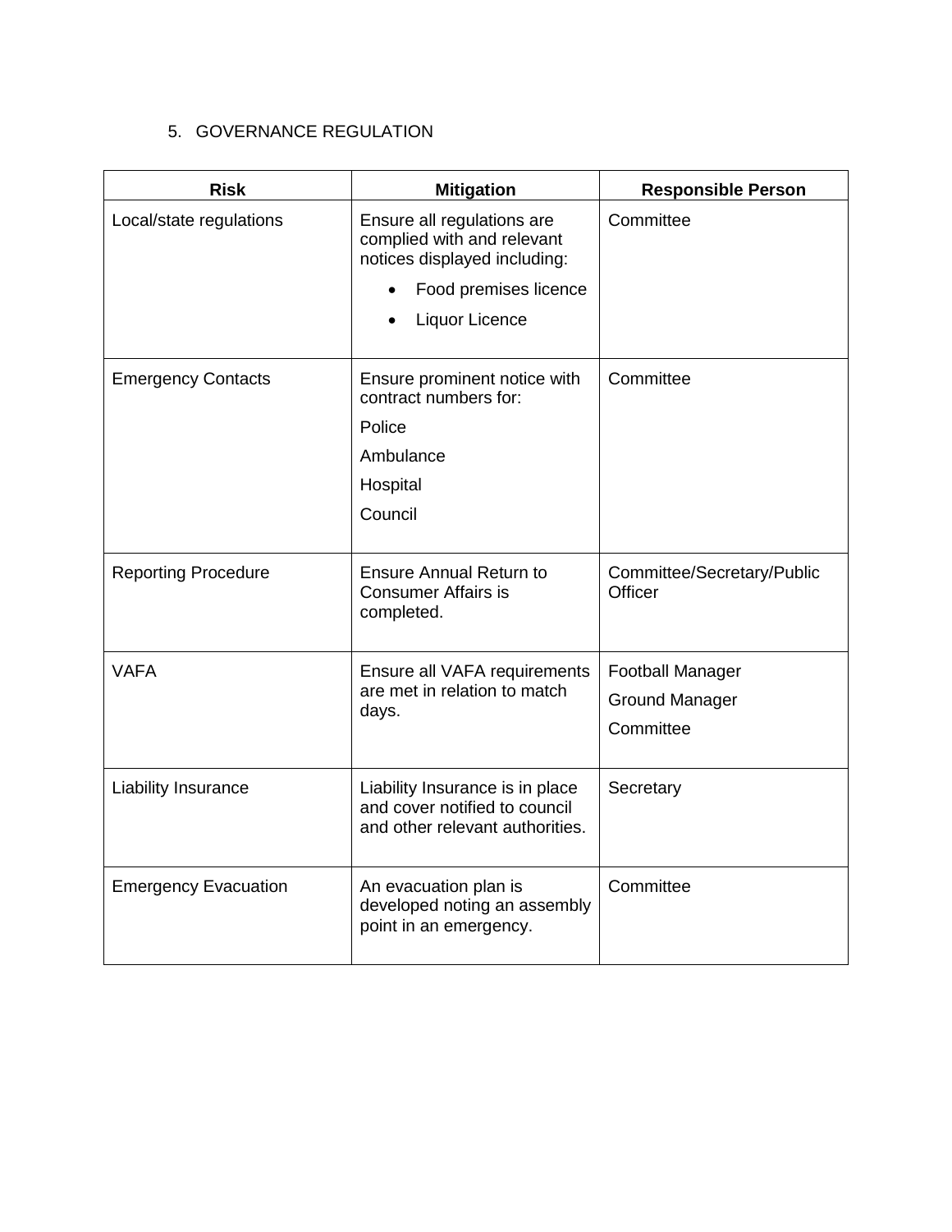## 5. GOVERNANCE REGULATION

| Risk | Mitigation | Responsible Person |
|---|---|---|
| Local/state regulations | Ensure all regulations are complied with and relevant notices displayed including:<br>• Food premises licence<br>• Liquor Licence | Committee |
| Emergency Contacts | Ensure prominent notice with contract numbers for:<br>Police<br>Ambulance<br>Hospital<br>Council | Committee |
| Reporting Procedure | Ensure Annual Return to Consumer Affairs is completed. | Committee/Secretary/Public Officer |
| VAFA | Ensure all VAFA requirements are met in relation to match days. | Football Manager<br>Ground Manager<br>Committee |
| Liability Insurance | Liability Insurance is in place and cover notified to council and other relevant authorities. | Secretary |
| Emergency Evacuation | An evacuation plan is developed noting an assembly point in an emergency. | Committee |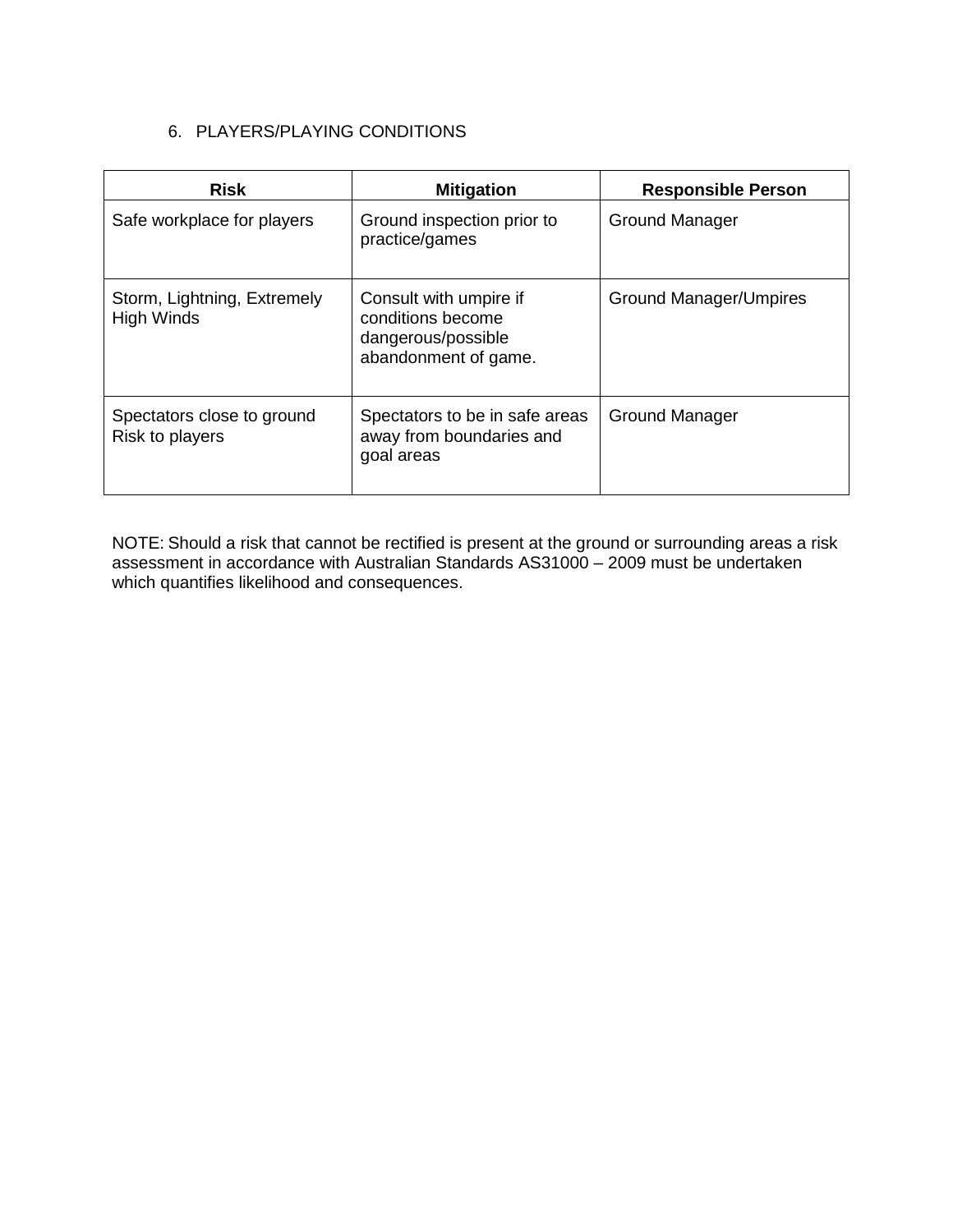6. PLAYERS/PLAYING CONDITIONS

| Risk | Mitigation | Responsible Person |
| --- | --- | --- |
| Safe workplace for players | Ground inspection prior to practice/games | Ground Manager |
| Storm, Lightning, Extremely High Winds | Consult with umpire if conditions become dangerous/possible abandonment of game. | Ground Manager/Umpires |
| Spectators close to ground Risk to players | Spectators to be in safe areas away from boundaries and goal areas | Ground Manager |

NOTE: Should a risk that cannot be rectified is present at the ground or surrounding areas a risk assessment in accordance with Australian Standards AS31000 – 2009 must be undertaken which quantifies likelihood and consequences.